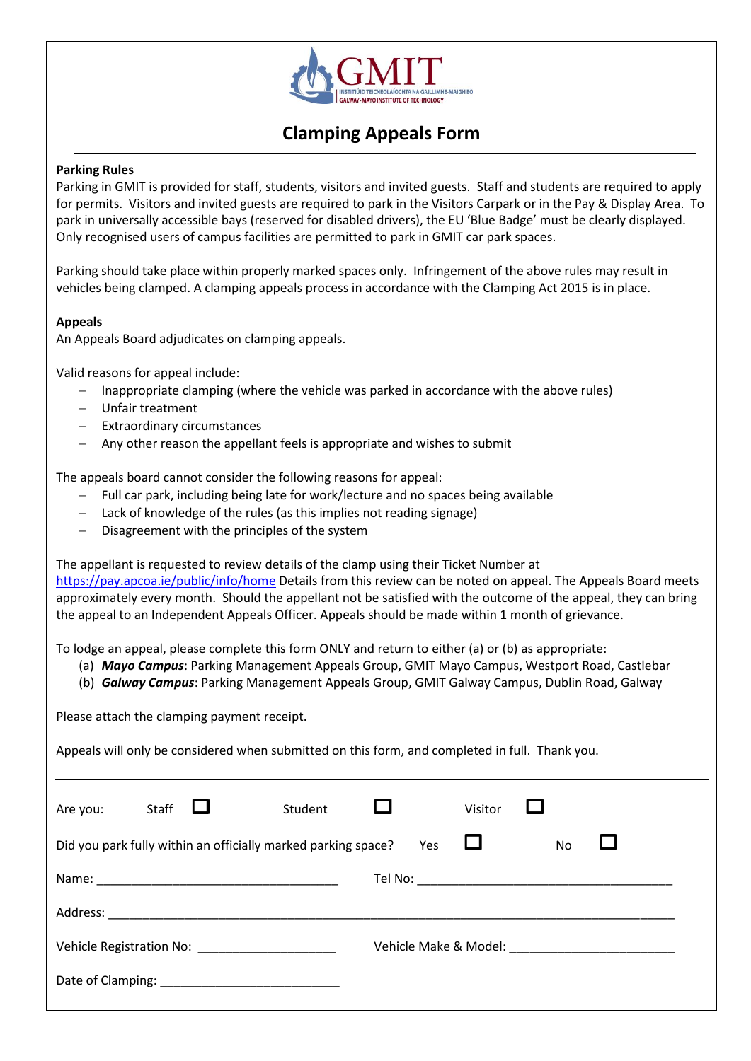GMIT

INSTITIÚID TEICNEOLAÍOCHTA NA GAILLIMHE-MAIGH EO
GALWAY-MAYO INSTITUTE OF TECHNOLOGY

# Clamping Appeals Form

---

**Parking Rules**

Parking in GMIT is provided for staff, students, visitors and invited guests. Staff and students are required to apply for permits. Visitors and invited guests are required to park in the Visitors Carpark or in the Pay & Display Area. To park in universally accessible bays (reserved for disabled drivers), the EU 'Blue Badge' must be clearly displayed. Only recognised users of campus facilities are permitted to park in GMIT car park spaces.

Parking should take place within properly marked spaces only. Infringement of the above rules may result in vehicles being clamped. A clamping appeals process in accordance with the Clamping Act 2015 is in place.

**Appeals**

An Appeals Board adjudicates on clamping appeals.

Valid reasons for appeal include:

- Inappropriate clamping (where the vehicle was parked in accordance with the above rules)
- Unfair treatment
- Extraordinary circumstances
- Any other reason the appellant feels is appropriate and wishes to submit

The appeals board cannot consider the following reasons for appeal:

- Full car park, including being late for work/lecture and no spaces being available
- Lack of knowledge of the rules (as this implies not reading signage)
- Disagreement with the principles of the system

The appellant is requested to review details of the clamp using their Ticket Number at https://pay.apcoa.ie/public/info/home Details from this review can be noted on appeal. The Appeals Board meets approximately every month. Should the appellant not be satisfied with the outcome of the appeal, they can bring the appeal to an Independent Appeals Officer. Appeals should be made within 1 month of grievance.

To lodge an appeal, please complete this form ONLY and return to either (a) or (b) as appropriate:

(a) ***Mayo Campus***: Parking Management Appeals Group, GMIT Mayo Campus, Westport Road, Castlebar
(b) ***Galway Campus***: Parking Management Appeals Group, GMIT Galway Campus, Dublin Road, Galway

Please attach the clamping payment receipt.

Appeals will only be considered when submitted on this form, and completed in full. Thank you.

---

Are you: Staff ☐ Student ☐ Visitor ☐

Did you park fully within an officially marked parking space? Yes ☐ No ☐

Name: ___________________________________ Tel No: _____________________________________

Address: ___________________________________________________________________________

Vehicle Registration No: ____________________ Vehicle Make & Model: ________________________

Date of Clamping: __________________________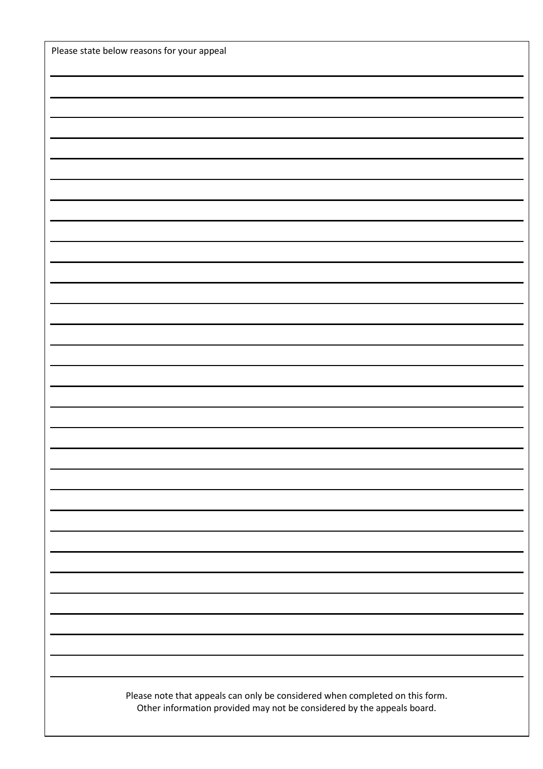Please state below reasons for your appeal

Please note that appeals can only be considered when completed on this form.
Other information provided may not be considered by the appeals board.